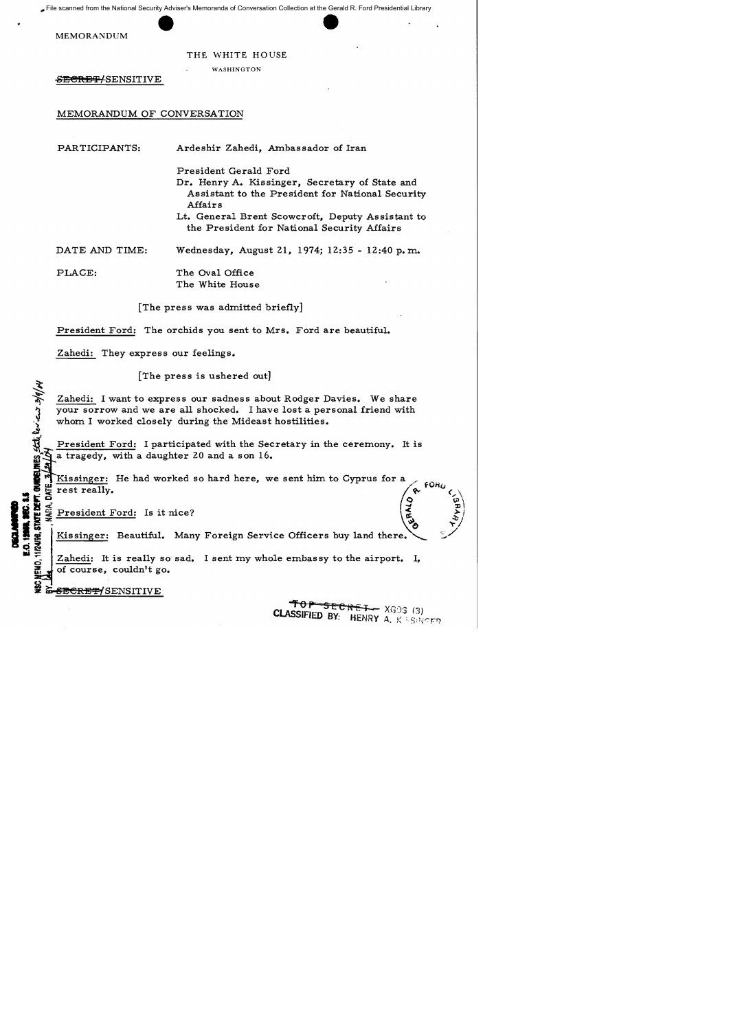MEMORANDUM

THE WHITE HOUSE

WASHINGTON

~~SECRET~~/SENSITIVE

MEMORANDUM OF CONVERSATION

PARTICIPANTS: Ardeshir Zahedi, Ambassador of Iran

President Gerald Ford
Dr. Henry A. Kissinger, Secretary of State and Assistant to the President for National Security Affairs
Lt. General Brent Scowcroft, Deputy Assistant to the President for National Security Affairs

DATE AND TIME: Wednesday, August 21, 1974; 12:35 - 12:40 p.m.

PLACE: The Oval Office
The White House

[The press was admitted briefly]

President Ford: The orchids you sent to Mrs. Ford are beautiful.

Zahedi: They express our feelings.

[The press is ushered out]

Zahedi: I want to express our sadness about Rodger Davies. We share your sorrow and we are all shocked. I have lost a personal friend with whom I worked closely during the Mideast hostilities.

President Ford: I participated with the Secretary in the ceremony. It is a tragedy, with a daughter 20 and a son 16.

Kissinger: He had worked so hard here, we sent him to Cyprus for a rest really.

President Ford: Is it nice?

Kissinger: Beautiful. Many Foreign Service Officers buy land there.

Zahedi: It is really so sad. I sent my whole embassy to the airport. I, of course, couldn't go.

~~SECRET~~/SENSITIVE

~~TOP SECRET~~ XGDS (3)
CLASSIFIED BY: HENRY A. KISSINGER

DECLASSIFIED
E.O. 12958, SEC. 3.5
NSC MEMO, 11/24/98, STATE DEPT. GUIDELINES
BY ___, NARA, DATE ___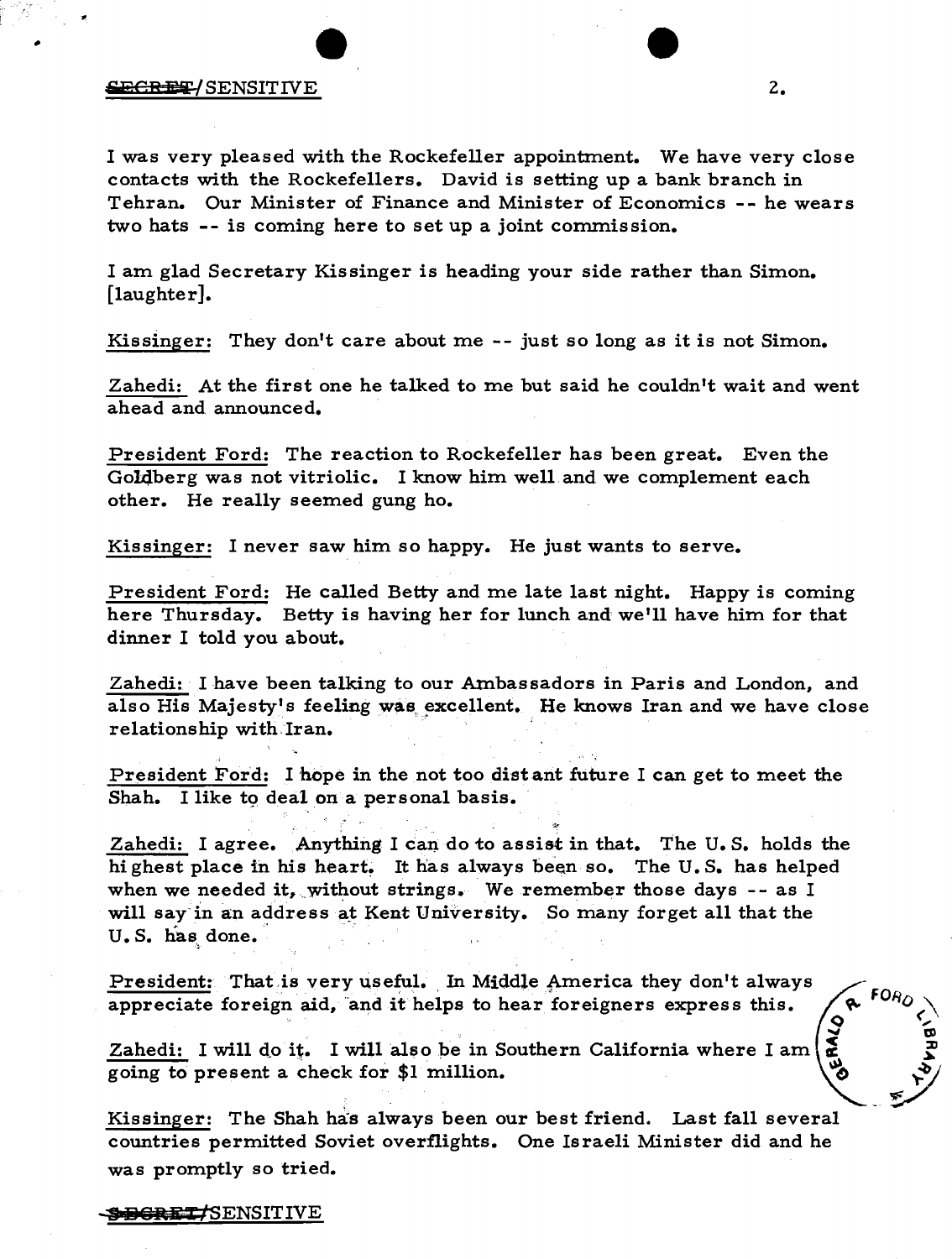I was very pleased with the Rockefeller appointment. We have very close contacts with the Rockefellers. David is setting up a bank branch in Tehran. Our Minister of Finance and Minister of Economics -- he wears two hats -- is coming here to set up a joint commission.

I am glad Secretary Kissinger is heading your side rather than Simon. [laughter].

Kissinger: They don't care about me -- just so long as it is not Simon.

Zahedi: At the first one he talked to me but said he couldn't wait and went ahead and announced.

President Ford: The reaction to Rockefeller has been great. Even the Goldberg was not vitriolic. I know him well and we complement each other. He really seemed gung ho.

Kissinger: I never saw him so happy. He just wants to serve.

President Ford: He called Betty and me late last night. Happy is coming here Thursday. Betty is having her for lunch and we'll have him for that dinner I told you about.

Zahedi: I have been talking to our Ambassadors in Paris and London, and also His Majesty's feeling was excellent. He knows Iran and we have close relationship with Iran.

President Ford: I hope in the not too distant future I can get to meet the Shah. I like to deal on a personal basis.

Zahedi: I agree. Anything I can do to assist in that. The U.S. holds the highest place in his heart. It has always been so. The U.S. has helped when we needed it, without strings. We remember those days -- as I will say in an address at Kent University. So many forget all that the U.S. has done.

President: That is very useful. In Middle America they don't always appreciate foreign aid, and it helps to hear foreigners express this.

Zahedi: I will do it. I will also be in Southern California where I am going to present a check for $1 million.

Kissinger: The Shah has always been our best friend. Last fall several countries permitted Soviet overflights. One Israeli Minister did and he was promptly so tried.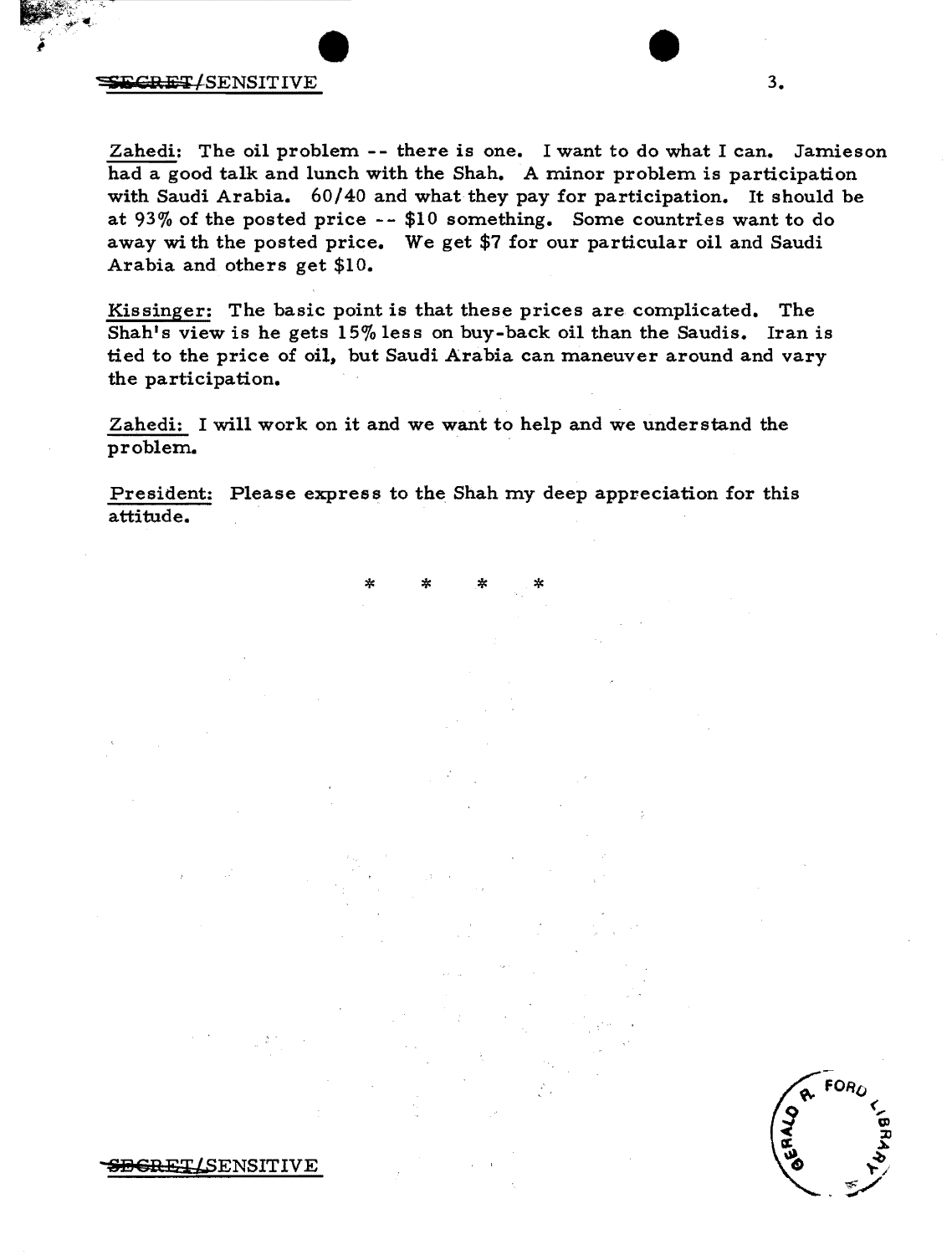Zahedi: The oil problem -- there is one. I want to do what I can. Jamieson had a good talk and lunch with the Shah. A minor problem is participation with Saudi Arabia. 60/40 and what they pay for participation. It should be at 93% of the posted price -- $10 something. Some countries want to do away with the posted price. We get $7 for our particular oil and Saudi Arabia and others get $10.

Kissinger: The basic point is that these prices are complicated. The Shah's view is he gets 15% less on buy-back oil than the Saudis. Iran is tied to the price of oil, but Saudi Arabia can maneuver around and vary the participation.

Zahedi: I will work on it and we want to help and we understand the problem.

President: Please express to the Shah my deep appreciation for this attitude.

* * * *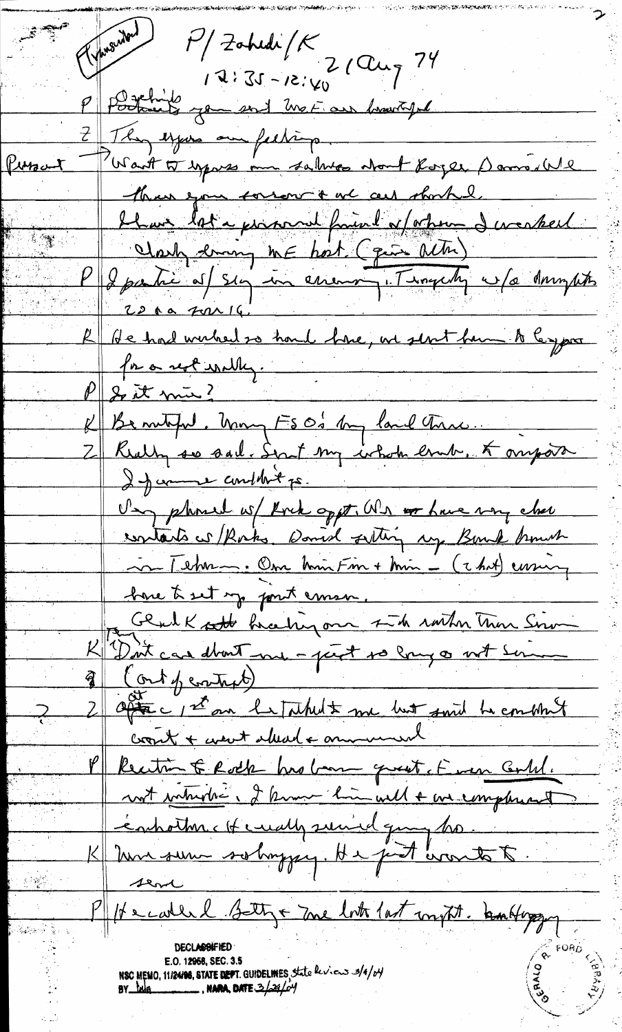(Transcribed) P/Zahedi/K
12:35 - 12:40 21 Aug 74

P Zahedi, you sent us beautiful flowers.

Z They express our feelings.

(Present) → Want to express our sadness about Roger Davies. We share your sorrow & we are shocked. I have lost a personal friend w/whom I worked closely during ME host. (qua altr)

P I particip w/ Sisco in ceremony. Tragedy w/a dumptuk 22 & a 2011/16.

K He had worked so hard here, we sent him to Cyprus for a rest really.

P Is it mine?

K Beautiful. Many FSO's may land there.

Z Really so sad. Sent my whole emb. to airport. I fam come condolences.

Very pleased w/ Rock appt. We have very close contacts w/Rocks. Davis setting up Bank branch in Tehran. Our Min Fin + Min - (?) coming here to set up joint comm.

Glad K not hearing one side rather than Simon

K Don't care about me - just so long as not Simon

Z (Out of context)

Z After 1st one he talked to me but said he couldn't count & went ahead & announced

P Reaction to Rock has been great. Even Gold. not intimate. I know him well & we complement each other. It really surprised young bro.

K Never seen so happy. He just wants to serve

P He called Betty & me both last night. Ben Happy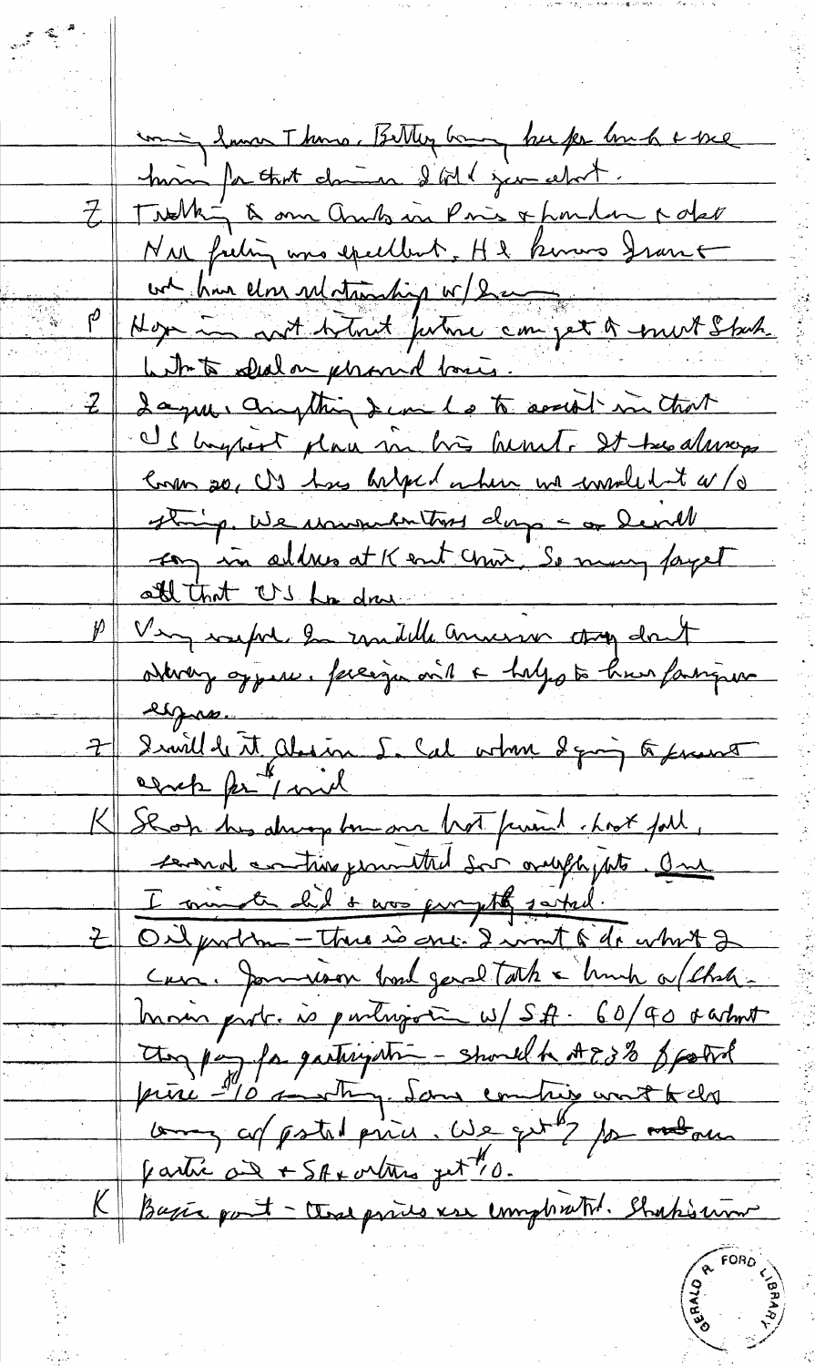many know Thomas. Betty bring her for lunch & see him for that dinner I told you about.

Z | Talking to our Ambs in Paris & London re oil. New feeling was excellent. He knows France will have close relationship w/ U.S.

P | Hope in not distant future can get to meet Shah. Want to deal on personal basis.

Z | Again, anything I can do to assist in that. U.S. highest place in his heart. It has always been so, U.S. has helped when we couldn't w/o strings. We remember those days - as I will say in address at Kent Univ. So many forget all that U.S. has done.

P | Very useful. In middle America they don't always appear. Foreign aid & help to have foreigners express.

Z | I will do it. Also in S. Cal when I going to present check for [?] / mil

K | Shah has always been our best friend. Last fall, second country permitted Sov overflights. One I mention did & was promptly sorted.

Z | Oil problem - there is one. I want to do what I can. Jamieson had good talk & lunch w/ Chairman. Prob. is participation w/ SA. 60/40 & what they pay for participation - should be at 93% of posted price - 10 something. Some countries want to do away w/ posted price. We get 7 for national parties oil & SA & others get 10.

K | Basic point - these prices are complicated. Shah's view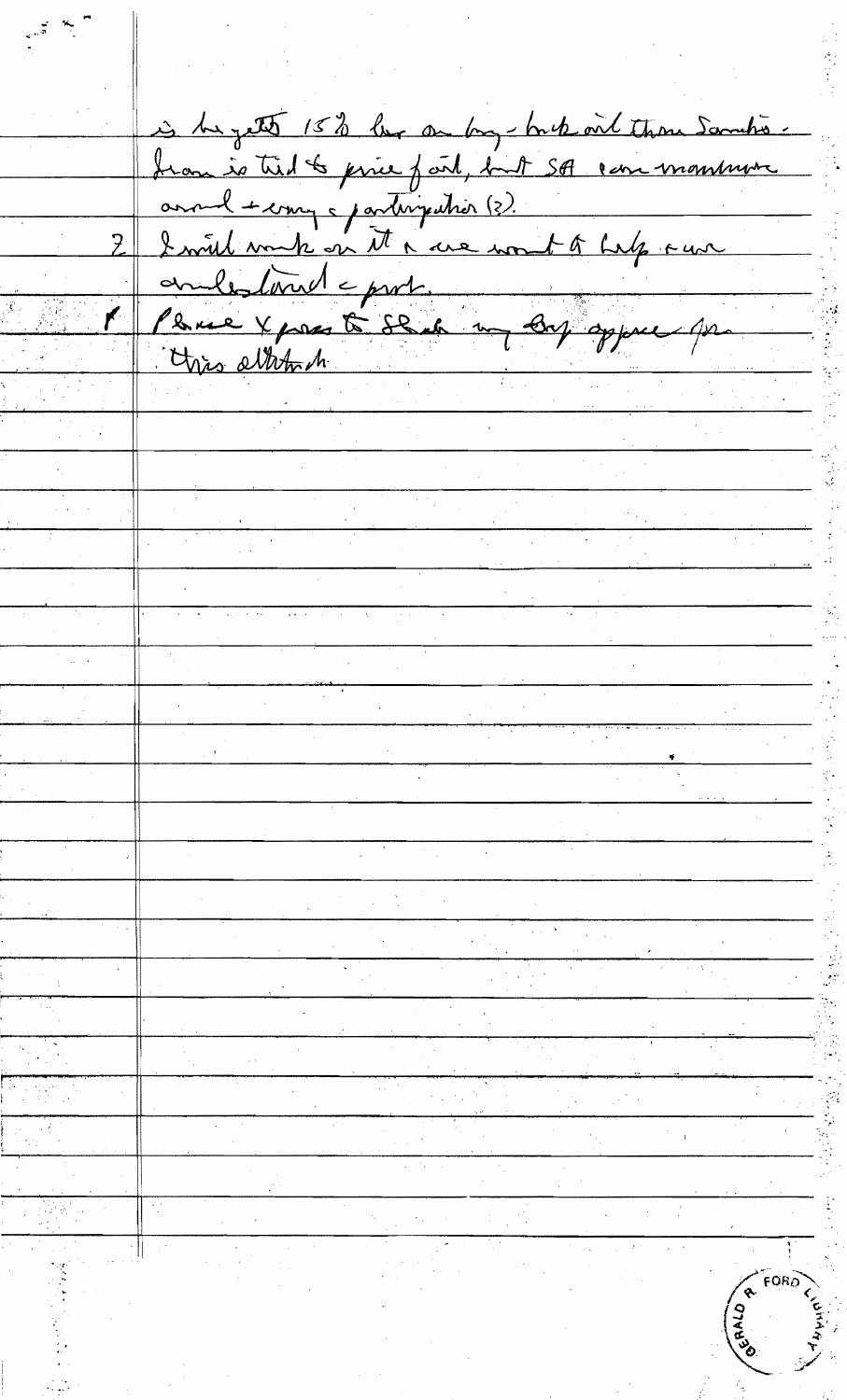is he gets 15% lev on buy-back and these Saudis.
Iran is tied to price fault, but SA can maintain
and + carry c participation (?).

2 I will work on it a we want to help c un
understand c prob.

1 Please x press to Shah my deep appreciation for
this attitude